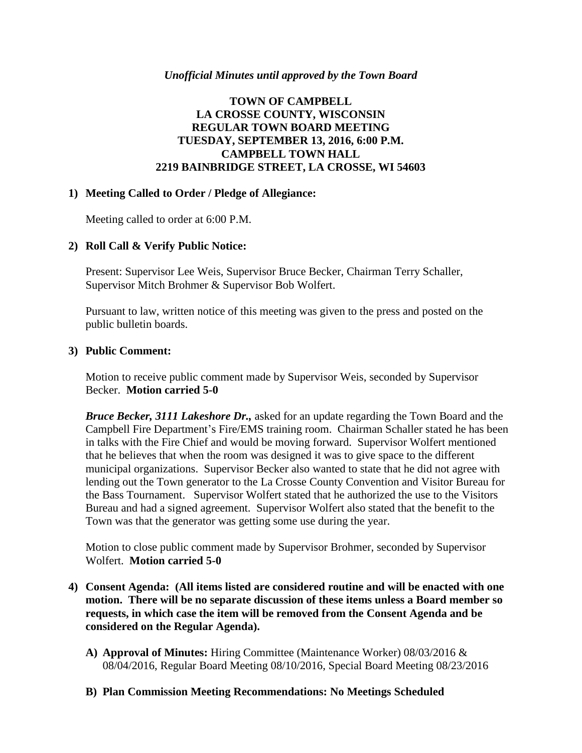*Unofficial Minutes until approved by the Town Board*

# TOWN OF CAMPBELL
# LA CROSSE COUNTY, WISCONSIN
# REGULAR TOWN BOARD MEETING
# TUESDAY, SEPTEMBER 13, 2016, 6:00 P.M.
# CAMPBELL TOWN HALL
# 2219 BAINBRIDGE STREET, LA CROSSE, WI 54603

**1) Meeting Called to Order / Pledge of Allegiance:**

Meeting called to order at 6:00 P.M.

**2) Roll Call & Verify Public Notice:**

Present: Supervisor Lee Weis, Supervisor Bruce Becker, Chairman Terry Schaller, Supervisor Mitch Brohmer & Supervisor Bob Wolfert.

Pursuant to law, written notice of this meeting was given to the press and posted on the public bulletin boards.

**3) Public Comment:**

Motion to receive public comment made by Supervisor Weis, seconded by Supervisor Becker. **Motion carried 5-0**

***Bruce Becker, 3111 Lakeshore Dr.,*** asked for an update regarding the Town Board and the Campbell Fire Department's Fire/EMS training room. Chairman Schaller stated he has been in talks with the Fire Chief and would be moving forward. Supervisor Wolfert mentioned that he believes that when the room was designed it was to give space to the different municipal organizations. Supervisor Becker also wanted to state that he did not agree with lending out the Town generator to the La Crosse County Convention and Visitor Bureau for the Bass Tournament. Supervisor Wolfert stated that he authorized the use to the Visitors Bureau and had a signed agreement. Supervisor Wolfert also stated that the benefit to the Town was that the generator was getting some use during the year.

Motion to close public comment made by Supervisor Brohmer, seconded by Supervisor Wolfert. **Motion carried 5-0**

**4) Consent Agenda: (All items listed are considered routine and will be enacted with one motion. There will be no separate discussion of these items unless a Board member so requests, in which case the item will be removed from the Consent Agenda and be considered on the Regular Agenda).**

**A) Approval of Minutes:** Hiring Committee (Maintenance Worker) 08/03/2016 & 08/04/2016, Regular Board Meeting 08/10/2016, Special Board Meeting 08/23/2016

**B) Plan Commission Meeting Recommendations: No Meetings Scheduled**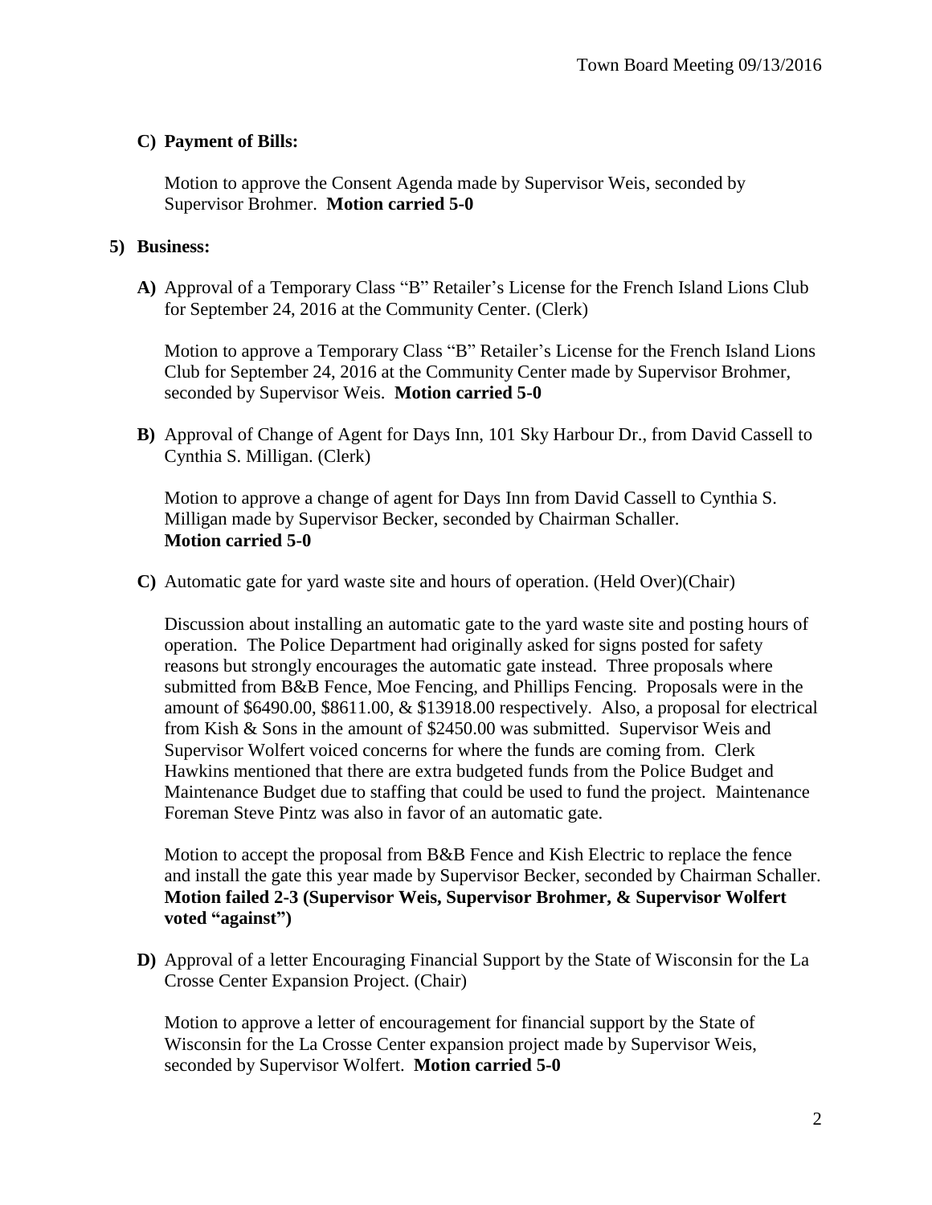**C) Payment of Bills:**

Motion to approve the Consent Agenda made by Supervisor Weis, seconded by Supervisor Brohmer. **Motion carried 5-0**

**5) Business:**

**A)** Approval of a Temporary Class "B" Retailer's License for the French Island Lions Club for September 24, 2016 at the Community Center. (Clerk)

Motion to approve a Temporary Class "B" Retailer's License for the French Island Lions Club for September 24, 2016 at the Community Center made by Supervisor Brohmer, seconded by Supervisor Weis. **Motion carried 5-0**

**B)** Approval of Change of Agent for Days Inn, 101 Sky Harbour Dr., from David Cassell to Cynthia S. Milligan. (Clerk)

Motion to approve a change of agent for Days Inn from David Cassell to Cynthia S. Milligan made by Supervisor Becker, seconded by Chairman Schaller. **Motion carried 5-0**

**C)** Automatic gate for yard waste site and hours of operation. (Held Over)(Chair)

Discussion about installing an automatic gate to the yard waste site and posting hours of operation. The Police Department had originally asked for signs posted for safety reasons but strongly encourages the automatic gate instead. Three proposals where submitted from B&B Fence, Moe Fencing, and Phillips Fencing. Proposals were in the amount of $6490.00, $8611.00, & $13918.00 respectively. Also, a proposal for electrical from Kish & Sons in the amount of $2450.00 was submitted. Supervisor Weis and Supervisor Wolfert voiced concerns for where the funds are coming from. Clerk Hawkins mentioned that there are extra budgeted funds from the Police Budget and Maintenance Budget due to staffing that could be used to fund the project. Maintenance Foreman Steve Pintz was also in favor of an automatic gate.

Motion to accept the proposal from B&B Fence and Kish Electric to replace the fence and install the gate this year made by Supervisor Becker, seconded by Chairman Schaller. **Motion failed 2-3 (Supervisor Weis, Supervisor Brohmer, & Supervisor Wolfert voted "against")**

**D)** Approval of a letter Encouraging Financial Support by the State of Wisconsin for the La Crosse Center Expansion Project. (Chair)

Motion to approve a letter of encouragement for financial support by the State of Wisconsin for the La Crosse Center expansion project made by Supervisor Weis, seconded by Supervisor Wolfert. **Motion carried 5-0**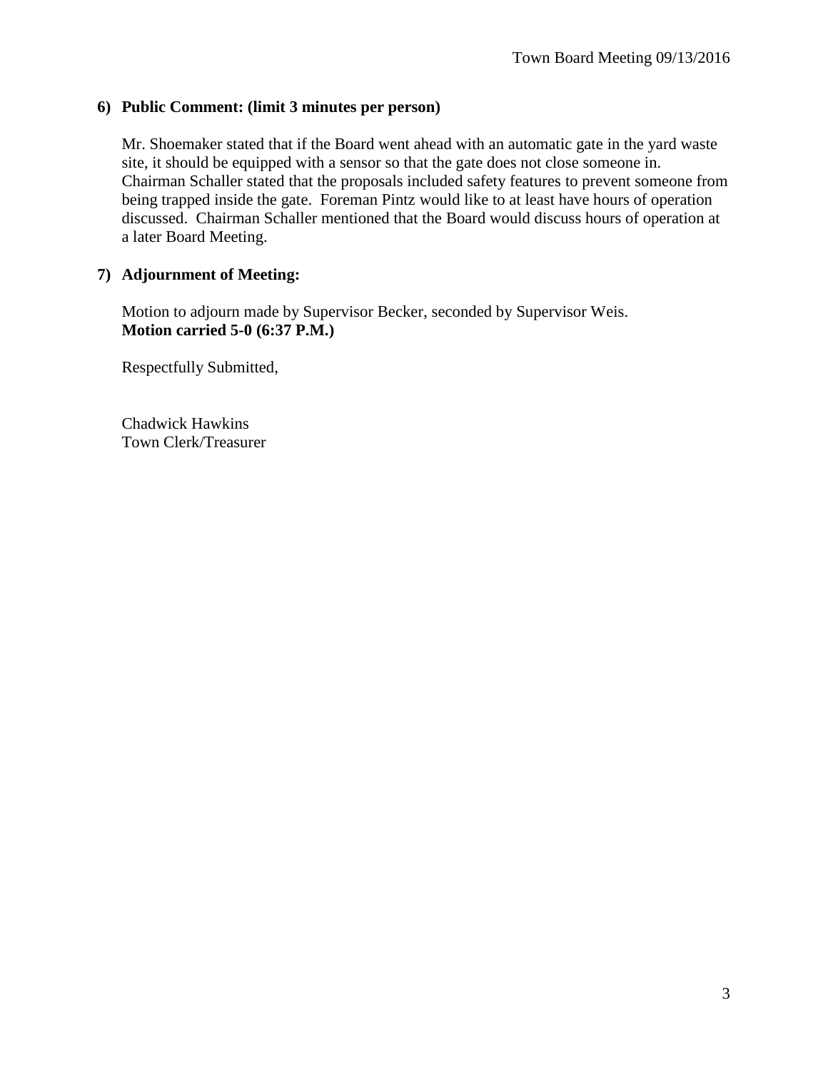**6) Public Comment: (limit 3 minutes per person)**

Mr. Shoemaker stated that if the Board went ahead with an automatic gate in the yard waste site, it should be equipped with a sensor so that the gate does not close someone in. Chairman Schaller stated that the proposals included safety features to prevent someone from being trapped inside the gate. Foreman Pintz would like to at least have hours of operation discussed. Chairman Schaller mentioned that the Board would discuss hours of operation at a later Board Meeting.

**7) Adjournment of Meeting:**

Motion to adjourn made by Supervisor Becker, seconded by Supervisor Weis.
**Motion carried 5-0 (6:37 P.M.)**

Respectfully Submitted,

Chadwick Hawkins
Town Clerk/Treasurer